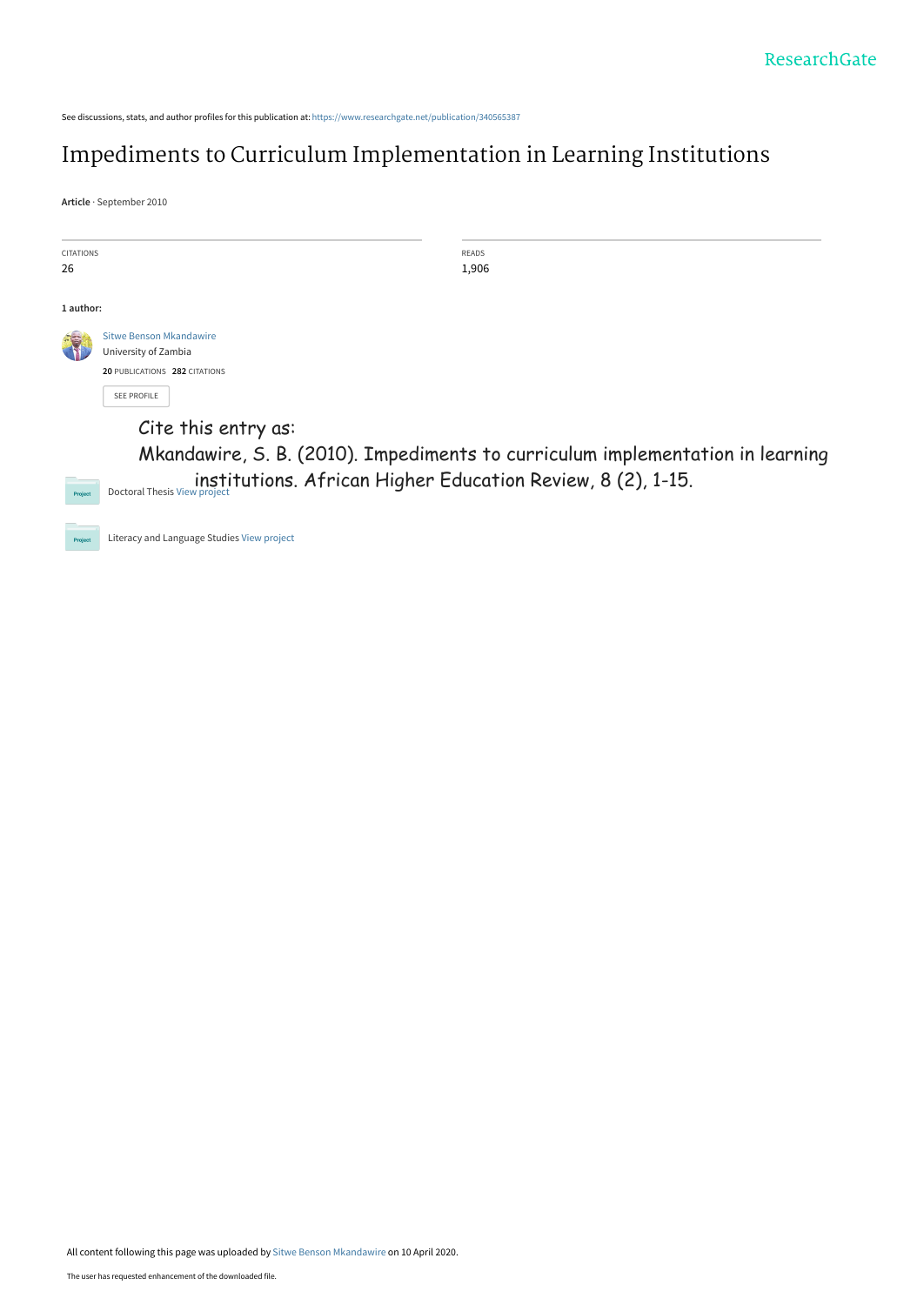See discussions, stats, and author profiles for this publication at: https://www.researchgate.net/publication/340565387

# Impediments to Curriculum Implementation in Learning Institutions

**Article** · September 2010

| CITATIONS | READS |
|---|---|
| 26 | 1,906 |

**1 author:**

Sitwe Benson Mkandawire
University of Zambia
**20** PUBLICATIONS **282** CITATIONS

SEE PROFILE

Cite this entry as:

Mkandawire, S. B. (2010). Impediments to curriculum implementation in learning institutions. African Higher Education Review, 8 (2), 1-15.

Doctoral Thesis View project

Literacy and Language Studies View project

All content following this page was uploaded by Sitwe Benson Mkandawire on 10 April 2020.

The user has requested enhancement of the downloaded file.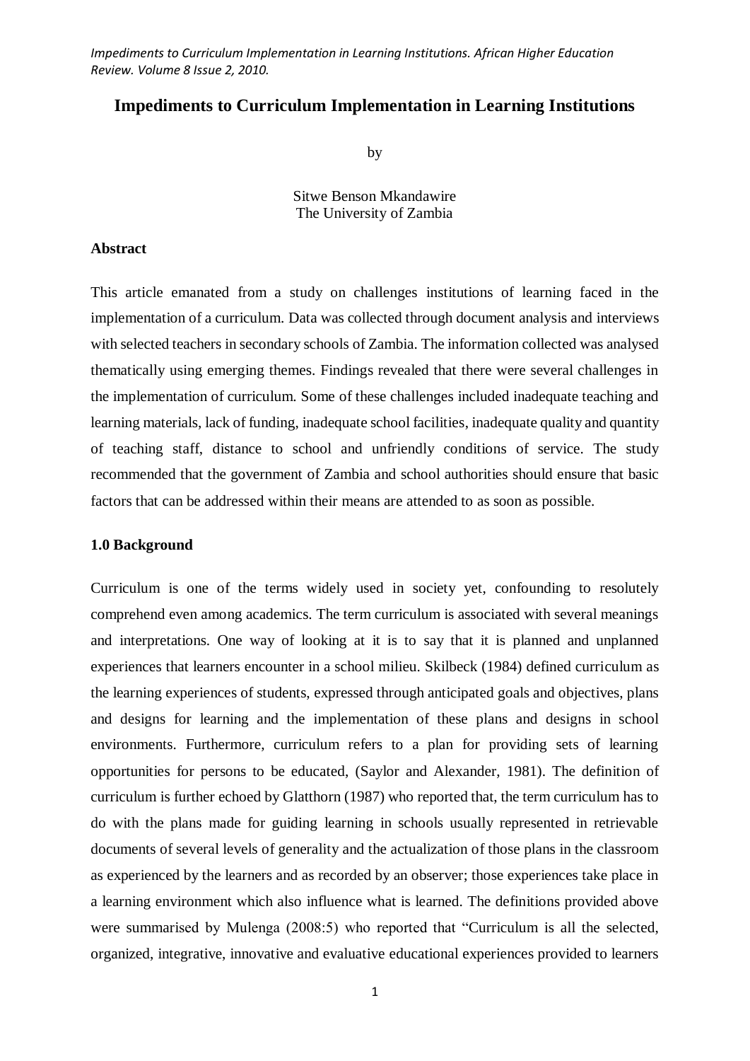# Impediments to Curriculum Implementation in Learning Institutions

by

Sitwe Benson Mkandawire  
The University of Zambia

### Abstract

This article emanated from a study on challenges institutions of learning faced in the implementation of a curriculum. Data was collected through document analysis and interviews with selected teachers in secondary schools of Zambia. The information collected was analysed thematically using emerging themes. Findings revealed that there were several challenges in the implementation of curriculum. Some of these challenges included inadequate teaching and learning materials, lack of funding, inadequate school facilities, inadequate quality and quantity of teaching staff, distance to school and unfriendly conditions of service. The study recommended that the government of Zambia and school authorities should ensure that basic factors that can be addressed within their means are attended to as soon as possible.

### 1.0 Background

Curriculum is one of the terms widely used in society yet, confounding to resolutely comprehend even among academics. The term curriculum is associated with several meanings and interpretations. One way of looking at it is to say that it is planned and unplanned experiences that learners encounter in a school milieu. Skilbeck (1984) defined curriculum as the learning experiences of students, expressed through anticipated goals and objectives, plans and designs for learning and the implementation of these plans and designs in school environments. Furthermore, curriculum refers to a plan for providing sets of learning opportunities for persons to be educated, (Saylor and Alexander, 1981). The definition of curriculum is further echoed by Glatthorn (1987) who reported that, the term curriculum has to do with the plans made for guiding learning in schools usually represented in retrievable documents of several levels of generality and the actualization of those plans in the classroom as experienced by the learners and as recorded by an observer; those experiences take place in a learning environment which also influence what is learned. The definitions provided above were summarised by Mulenga (2008:5) who reported that "Curriculum is all the selected, organized, integrative, innovative and evaluative educational experiences provided to learners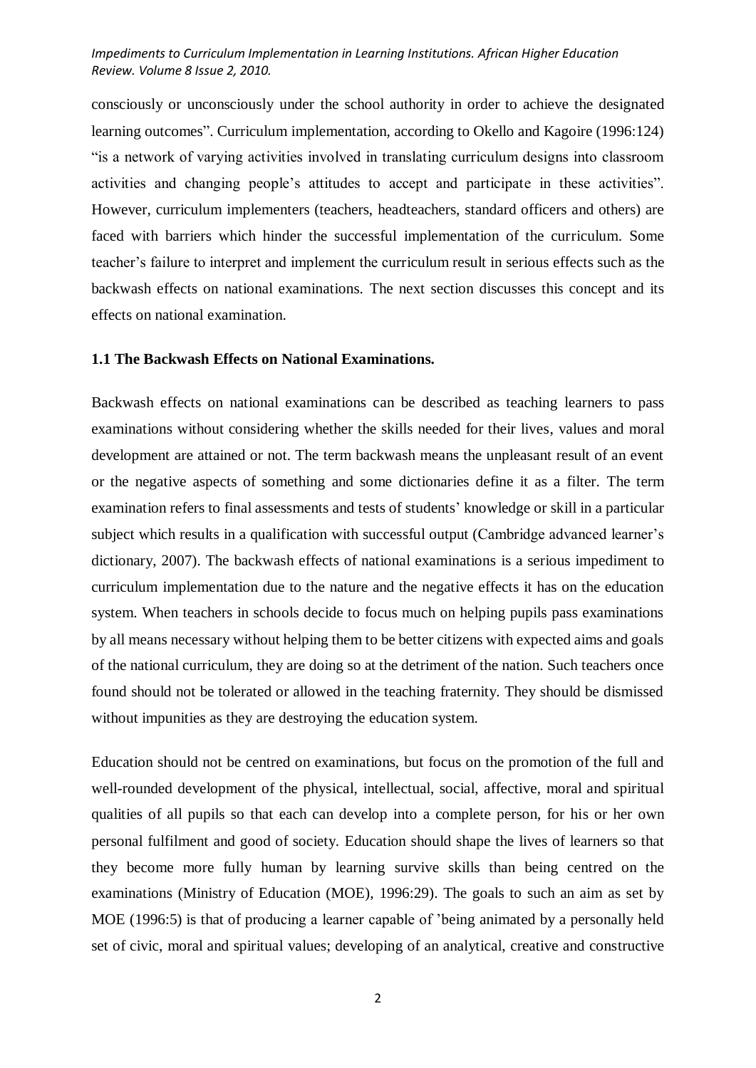consciously or unconsciously under the school authority in order to achieve the designated learning outcomes". Curriculum implementation, according to Okello and Kagoire (1996:124) "is a network of varying activities involved in translating curriculum designs into classroom activities and changing people's attitudes to accept and participate in these activities". However, curriculum implementers (teachers, headteachers, standard officers and others) are faced with barriers which hinder the successful implementation of the curriculum. Some teacher's failure to interpret and implement the curriculum result in serious effects such as the backwash effects on national examinations. The next section discusses this concept and its effects on national examination.

### 1.1 The Backwash Effects on National Examinations.

Backwash effects on national examinations can be described as teaching learners to pass examinations without considering whether the skills needed for their lives, values and moral development are attained or not. The term backwash means the unpleasant result of an event or the negative aspects of something and some dictionaries define it as a filter. The term examination refers to final assessments and tests of students' knowledge or skill in a particular subject which results in a qualification with successful output (Cambridge advanced learner's dictionary, 2007). The backwash effects of national examinations is a serious impediment to curriculum implementation due to the nature and the negative effects it has on the education system. When teachers in schools decide to focus much on helping pupils pass examinations by all means necessary without helping them to be better citizens with expected aims and goals of the national curriculum, they are doing so at the detriment of the nation. Such teachers once found should not be tolerated or allowed in the teaching fraternity. They should be dismissed without impunities as they are destroying the education system.

Education should not be centred on examinations, but focus on the promotion of the full and well-rounded development of the physical, intellectual, social, affective, moral and spiritual qualities of all pupils so that each can develop into a complete person, for his or her own personal fulfilment and good of society. Education should shape the lives of learners so that they become more fully human by learning survive skills than being centred on the examinations (Ministry of Education (MOE), 1996:29). The goals to such an aim as set by MOE (1996:5) is that of producing a learner capable of 'being animated by a personally held set of civic, moral and spiritual values; developing of an analytical, creative and constructive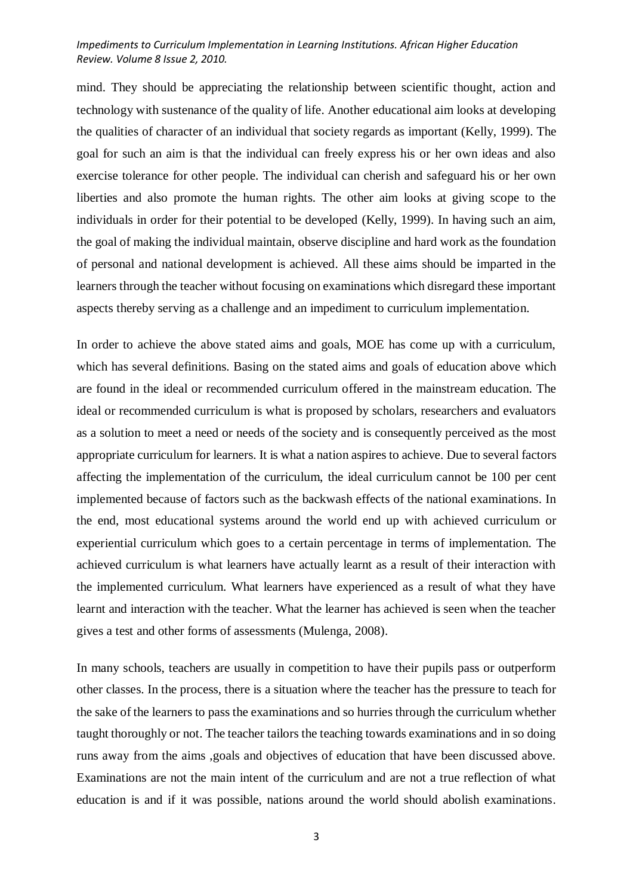mind. They should be appreciating the relationship between scientific thought, action and technology with sustenance of the quality of life. Another educational aim looks at developing the qualities of character of an individual that society regards as important (Kelly, 1999). The goal for such an aim is that the individual can freely express his or her own ideas and also exercise tolerance for other people. The individual can cherish and safeguard his or her own liberties and also promote the human rights. The other aim looks at giving scope to the individuals in order for their potential to be developed (Kelly, 1999). In having such an aim, the goal of making the individual maintain, observe discipline and hard work as the foundation of personal and national development is achieved. All these aims should be imparted in the learners through the teacher without focusing on examinations which disregard these important aspects thereby serving as a challenge and an impediment to curriculum implementation.

In order to achieve the above stated aims and goals, MOE has come up with a curriculum, which has several definitions. Basing on the stated aims and goals of education above which are found in the ideal or recommended curriculum offered in the mainstream education. The ideal or recommended curriculum is what is proposed by scholars, researchers and evaluators as a solution to meet a need or needs of the society and is consequently perceived as the most appropriate curriculum for learners. It is what a nation aspires to achieve. Due to several factors affecting the implementation of the curriculum, the ideal curriculum cannot be 100 per cent implemented because of factors such as the backwash effects of the national examinations. In the end, most educational systems around the world end up with achieved curriculum or experiential curriculum which goes to a certain percentage in terms of implementation. The achieved curriculum is what learners have actually learnt as a result of their interaction with the implemented curriculum. What learners have experienced as a result of what they have learnt and interaction with the teacher. What the learner has achieved is seen when the teacher gives a test and other forms of assessments (Mulenga, 2008).

In many schools, teachers are usually in competition to have their pupils pass or outperform other classes. In the process, there is a situation where the teacher has the pressure to teach for the sake of the learners to pass the examinations and so hurries through the curriculum whether taught thoroughly or not. The teacher tailors the teaching towards examinations and in so doing runs away from the aims ,goals and objectives of education that have been discussed above. Examinations are not the main intent of the curriculum and are not a true reflection of what education is and if it was possible, nations around the world should abolish examinations.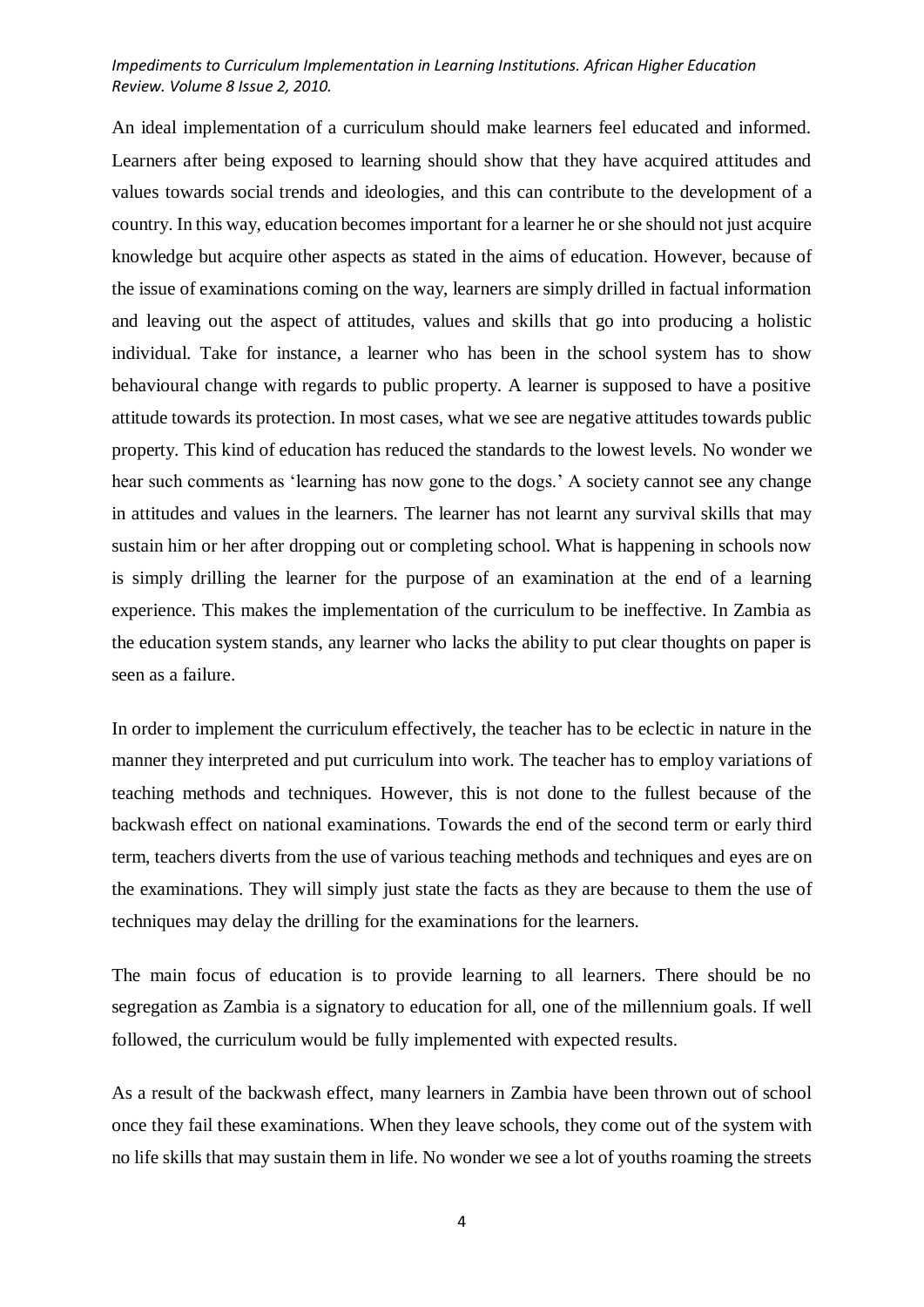An ideal implementation of a curriculum should make learners feel educated and informed. Learners after being exposed to learning should show that they have acquired attitudes and values towards social trends and ideologies, and this can contribute to the development of a country. In this way, education becomes important for a learner he or she should not just acquire knowledge but acquire other aspects as stated in the aims of education. However, because of the issue of examinations coming on the way, learners are simply drilled in factual information and leaving out the aspect of attitudes, values and skills that go into producing a holistic individual. Take for instance, a learner who has been in the school system has to show behavioural change with regards to public property. A learner is supposed to have a positive attitude towards its protection. In most cases, what we see are negative attitudes towards public property. This kind of education has reduced the standards to the lowest levels. No wonder we hear such comments as 'learning has now gone to the dogs.' A society cannot see any change in attitudes and values in the learners. The learner has not learnt any survival skills that may sustain him or her after dropping out or completing school. What is happening in schools now is simply drilling the learner for the purpose of an examination at the end of a learning experience. This makes the implementation of the curriculum to be ineffective. In Zambia as the education system stands, any learner who lacks the ability to put clear thoughts on paper is seen as a failure.

In order to implement the curriculum effectively, the teacher has to be eclectic in nature in the manner they interpreted and put curriculum into work. The teacher has to employ variations of teaching methods and techniques. However, this is not done to the fullest because of the backwash effect on national examinations. Towards the end of the second term or early third term, teachers diverts from the use of various teaching methods and techniques and eyes are on the examinations. They will simply just state the facts as they are because to them the use of techniques may delay the drilling for the examinations for the learners.

The main focus of education is to provide learning to all learners. There should be no segregation as Zambia is a signatory to education for all, one of the millennium goals. If well followed, the curriculum would be fully implemented with expected results.

As a result of the backwash effect, many learners in Zambia have been thrown out of school once they fail these examinations. When they leave schools, they come out of the system with no life skills that may sustain them in life. No wonder we see a lot of youths roaming the streets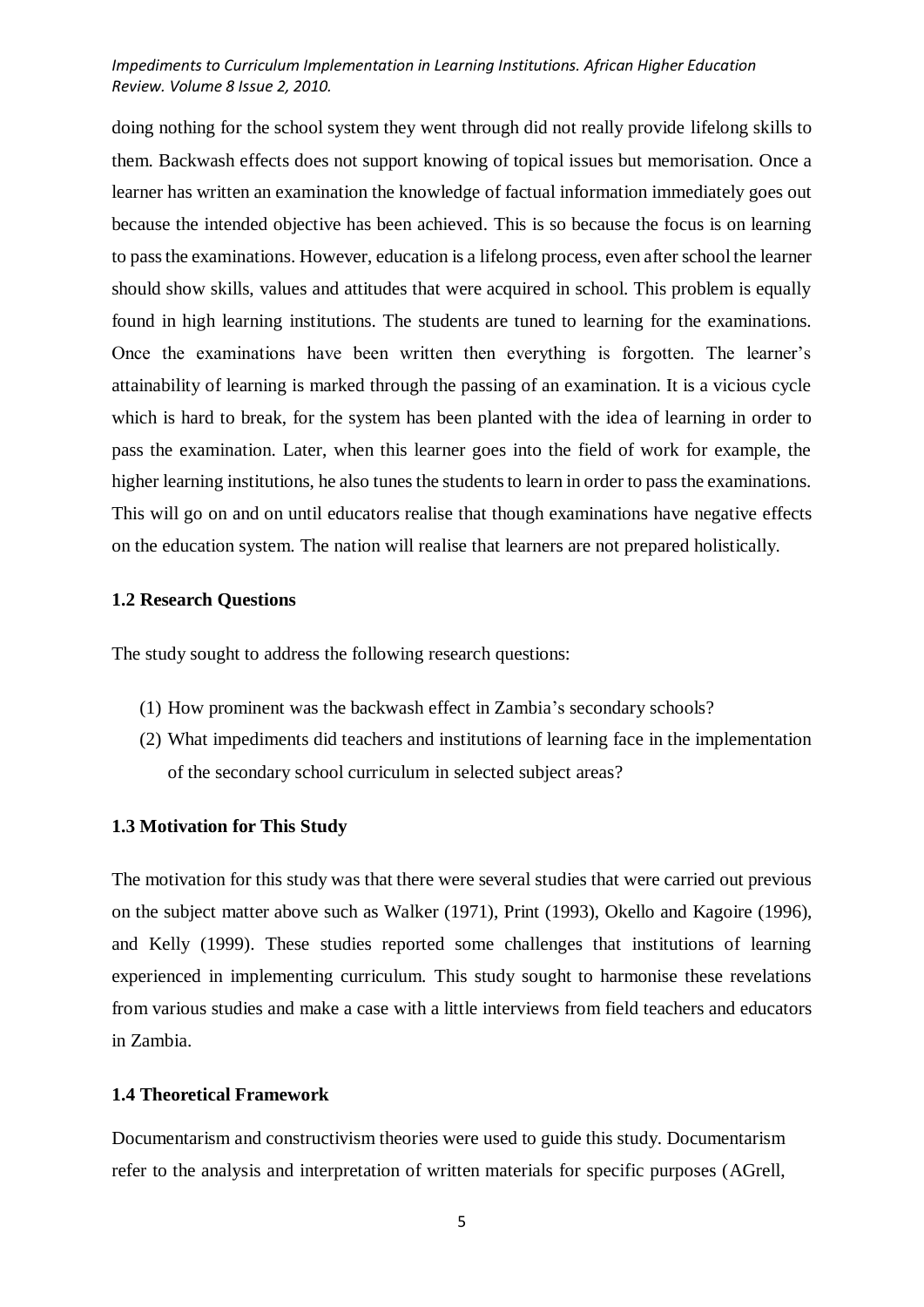doing nothing for the school system they went through did not really provide lifelong skills to them. Backwash effects does not support knowing of topical issues but memorisation. Once a learner has written an examination the knowledge of factual information immediately goes out because the intended objective has been achieved. This is so because the focus is on learning to pass the examinations. However, education is a lifelong process, even after school the learner should show skills, values and attitudes that were acquired in school. This problem is equally found in high learning institutions. The students are tuned to learning for the examinations. Once the examinations have been written then everything is forgotten. The learner's attainability of learning is marked through the passing of an examination. It is a vicious cycle which is hard to break, for the system has been planted with the idea of learning in order to pass the examination. Later, when this learner goes into the field of work for example, the higher learning institutions, he also tunes the students to learn in order to pass the examinations. This will go on and on until educators realise that though examinations have negative effects on the education system. The nation will realise that learners are not prepared holistically.

### 1.2 Research Questions

The study sought to address the following research questions:

(1) How prominent was the backwash effect in Zambia's secondary schools?

(2) What impediments did teachers and institutions of learning face in the implementation of the secondary school curriculum in selected subject areas?

### 1.3 Motivation for This Study

The motivation for this study was that there were several studies that were carried out previous on the subject matter above such as Walker (1971), Print (1993), Okello and Kagoire (1996), and Kelly (1999). These studies reported some challenges that institutions of learning experienced in implementing curriculum. This study sought to harmonise these revelations from various studies and make a case with a little interviews from field teachers and educators in Zambia.

### 1.4 Theoretical Framework

Documentarism and constructivism theories were used to guide this study. Documentarism refer to the analysis and interpretation of written materials for specific purposes (AGrell,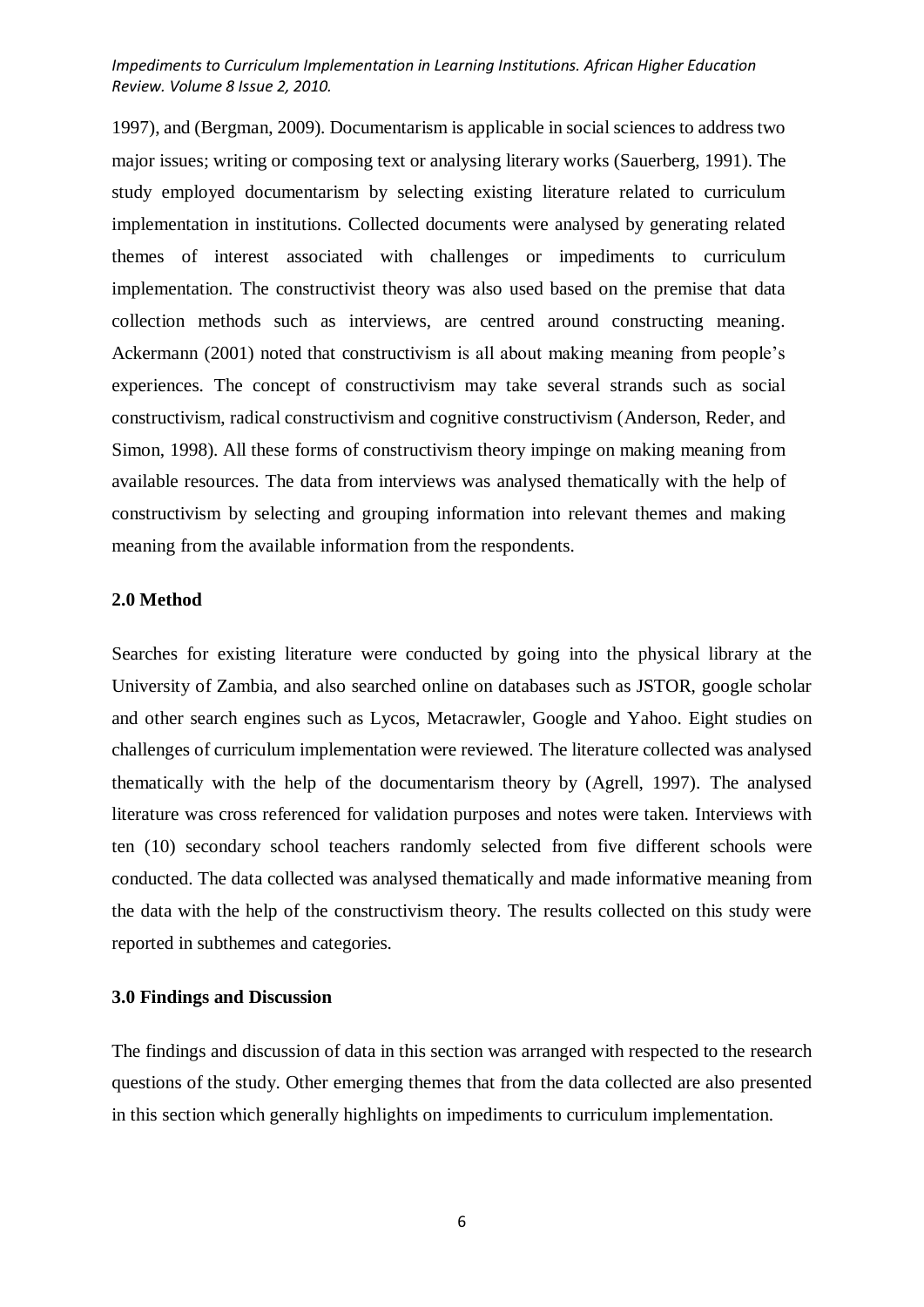1997), and (Bergman, 2009). Documentarism is applicable in social sciences to address two major issues; writing or composing text or analysing literary works (Sauerberg, 1991). The study employed documentarism by selecting existing literature related to curriculum implementation in institutions. Collected documents were analysed by generating related themes of interest associated with challenges or impediments to curriculum implementation. The constructivist theory was also used based on the premise that data collection methods such as interviews, are centred around constructing meaning. Ackermann (2001) noted that constructivism is all about making meaning from people's experiences. The concept of constructivism may take several strands such as social constructivism, radical constructivism and cognitive constructivism (Anderson, Reder, and Simon, 1998). All these forms of constructivism theory impinge on making meaning from available resources. The data from interviews was analysed thematically with the help of constructivism by selecting and grouping information into relevant themes and making meaning from the available information from the respondents.

## 2.0 Method

Searches for existing literature were conducted by going into the physical library at the University of Zambia, and also searched online on databases such as JSTOR, google scholar and other search engines such as Lycos, Metacrawler, Google and Yahoo. Eight studies on challenges of curriculum implementation were reviewed. The literature collected was analysed thematically with the help of the documentarism theory by (Agrell, 1997). The analysed literature was cross referenced for validation purposes and notes were taken. Interviews with ten (10) secondary school teachers randomly selected from five different schools were conducted. The data collected was analysed thematically and made informative meaning from the data with the help of the constructivism theory. The results collected on this study were reported in subthemes and categories.

## 3.0 Findings and Discussion

The findings and discussion of data in this section was arranged with respected to the research questions of the study. Other emerging themes that from the data collected are also presented in this section which generally highlights on impediments to curriculum implementation.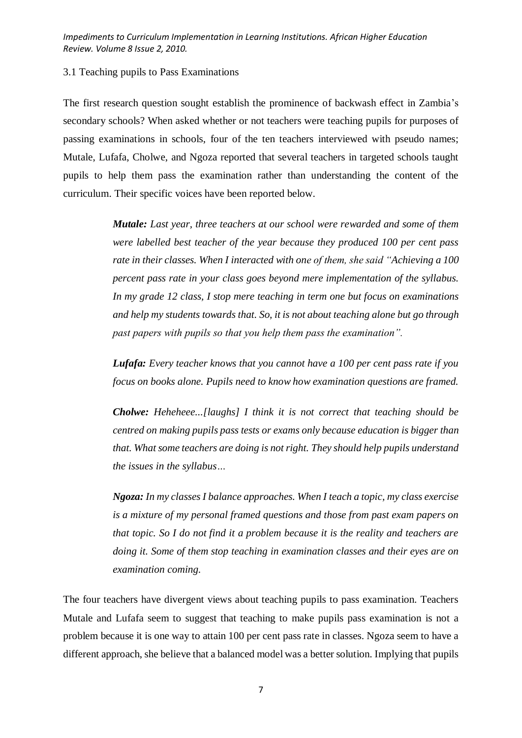3.1 Teaching pupils to Pass Examinations

The first research question sought establish the prominence of backwash effect in Zambia's secondary schools? When asked whether or not teachers were teaching pupils for purposes of passing examinations in schools, four of the ten teachers interviewed with pseudo names; Mutale, Lufafa, Cholwe, and Ngoza reported that several teachers in targeted schools taught pupils to help them pass the examination rather than understanding the content of the curriculum. Their specific voices have been reported below.

> ***Mutale:*** *Last year, three teachers at our school were rewarded and some of them were labelled best teacher of the year because they produced 100 per cent pass rate in their classes. When I interacted with one of them, she said "Achieving a 100 percent pass rate in your class goes beyond mere implementation of the syllabus. In my grade 12 class, I stop mere teaching in term one but focus on examinations and help my students towards that. So, it is not about teaching alone but go through past papers with pupils so that you help them pass the examination".*
>
> ***Lufafa:*** *Every teacher knows that you cannot have a 100 per cent pass rate if you focus on books alone. Pupils need to know how examination questions are framed.*
>
> ***Cholwe:*** *Heheheee...[laughs] I think it is not correct that teaching should be centred on making pupils pass tests or exams only because education is bigger than that. What some teachers are doing is not right. They should help pupils understand the issues in the syllabus…*
>
> ***Ngoza:*** *In my classes I balance approaches. When I teach a topic, my class exercise is a mixture of my personal framed questions and those from past exam papers on that topic. So I do not find it a problem because it is the reality and teachers are doing it. Some of them stop teaching in examination classes and their eyes are on examination coming.*

The four teachers have divergent views about teaching pupils to pass examination. Teachers Mutale and Lufafa seem to suggest that teaching to make pupils pass examination is not a problem because it is one way to attain 100 per cent pass rate in classes. Ngoza seem to have a different approach, she believe that a balanced model was a better solution. Implying that pupils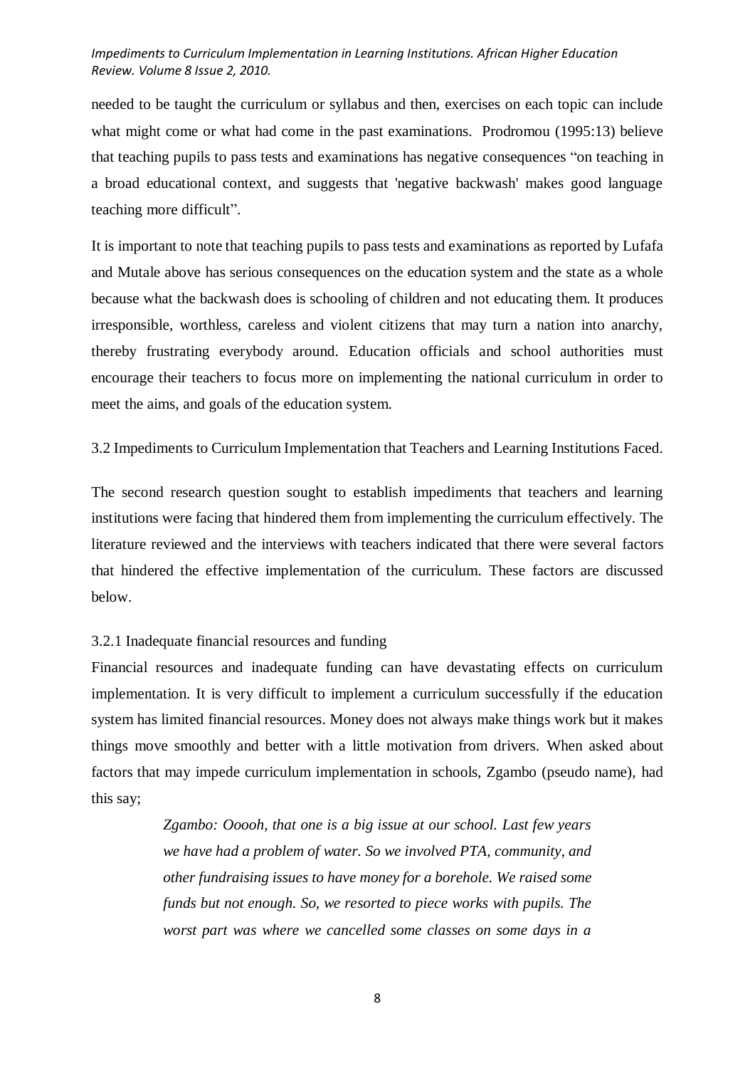needed to be taught the curriculum or syllabus and then, exercises on each topic can include what might come or what had come in the past examinations. Prodromou (1995:13) believe that teaching pupils to pass tests and examinations has negative consequences "on teaching in a broad educational context, and suggests that 'negative backwash' makes good language teaching more difficult".

It is important to note that teaching pupils to pass tests and examinations as reported by Lufafa and Mutale above has serious consequences on the education system and the state as a whole because what the backwash does is schooling of children and not educating them. It produces irresponsible, worthless, careless and violent citizens that may turn a nation into anarchy, thereby frustrating everybody around. Education officials and school authorities must encourage their teachers to focus more on implementing the national curriculum in order to meet the aims, and goals of the education system.

### 3.2 Impediments to Curriculum Implementation that Teachers and Learning Institutions Faced.

The second research question sought to establish impediments that teachers and learning institutions were facing that hindered them from implementing the curriculum effectively. The literature reviewed and the interviews with teachers indicated that there were several factors that hindered the effective implementation of the curriculum. These factors are discussed below.

#### 3.2.1 Inadequate financial resources and funding

Financial resources and inadequate funding can have devastating effects on curriculum implementation. It is very difficult to implement a curriculum successfully if the education system has limited financial resources. Money does not always make things work but it makes things move smoothly and better with a little motivation from drivers. When asked about factors that may impede curriculum implementation in schools, Zgambo (pseudo name), had this say;

> *Zgambo: Ooooh, that one is a big issue at our school. Last few years we have had a problem of water. So we involved PTA, community, and other fundraising issues to have money for a borehole. We raised some funds but not enough. So, we resorted to piece works with pupils. The worst part was where we cancelled some classes on some days in a*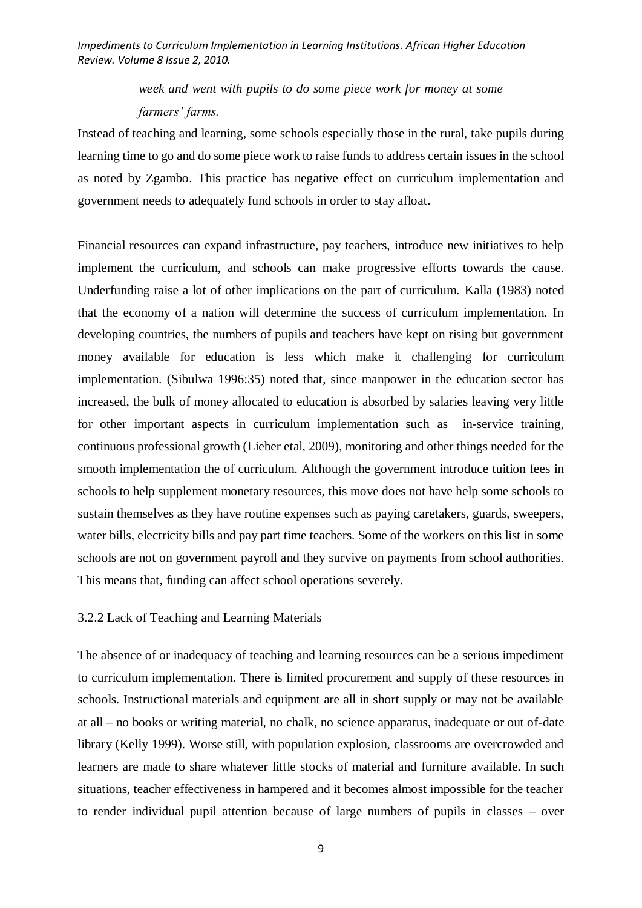*week and went with pupils to do some piece work for money at some farmers' farms.*

Instead of teaching and learning, some schools especially those in the rural, take pupils during learning time to go and do some piece work to raise funds to address certain issues in the school as noted by Zgambo. This practice has negative effect on curriculum implementation and government needs to adequately fund schools in order to stay afloat.

Financial resources can expand infrastructure, pay teachers, introduce new initiatives to help implement the curriculum, and schools can make progressive efforts towards the cause. Underfunding raise a lot of other implications on the part of curriculum. Kalla (1983) noted that the economy of a nation will determine the success of curriculum implementation. In developing countries, the numbers of pupils and teachers have kept on rising but government money available for education is less which make it challenging for curriculum implementation. (Sibulwa 1996:35) noted that, since manpower in the education sector has increased, the bulk of money allocated to education is absorbed by salaries leaving very little for other important aspects in curriculum implementation such as in-service training, continuous professional growth (Lieber etal, 2009), monitoring and other things needed for the smooth implementation the of curriculum. Although the government introduce tuition fees in schools to help supplement monetary resources, this move does not have help some schools to sustain themselves as they have routine expenses such as paying caretakers, guards, sweepers, water bills, electricity bills and pay part time teachers. Some of the workers on this list in some schools are not on government payroll and they survive on payments from school authorities. This means that, funding can affect school operations severely.

### 3.2.2 Lack of Teaching and Learning Materials

The absence of or inadequacy of teaching and learning resources can be a serious impediment to curriculum implementation. There is limited procurement and supply of these resources in schools. Instructional materials and equipment are all in short supply or may not be available at all – no books or writing material, no chalk, no science apparatus, inadequate or out of-date library (Kelly 1999). Worse still, with population explosion, classrooms are overcrowded and learners are made to share whatever little stocks of material and furniture available. In such situations, teacher effectiveness in hampered and it becomes almost impossible for the teacher to render individual pupil attention because of large numbers of pupils in classes – over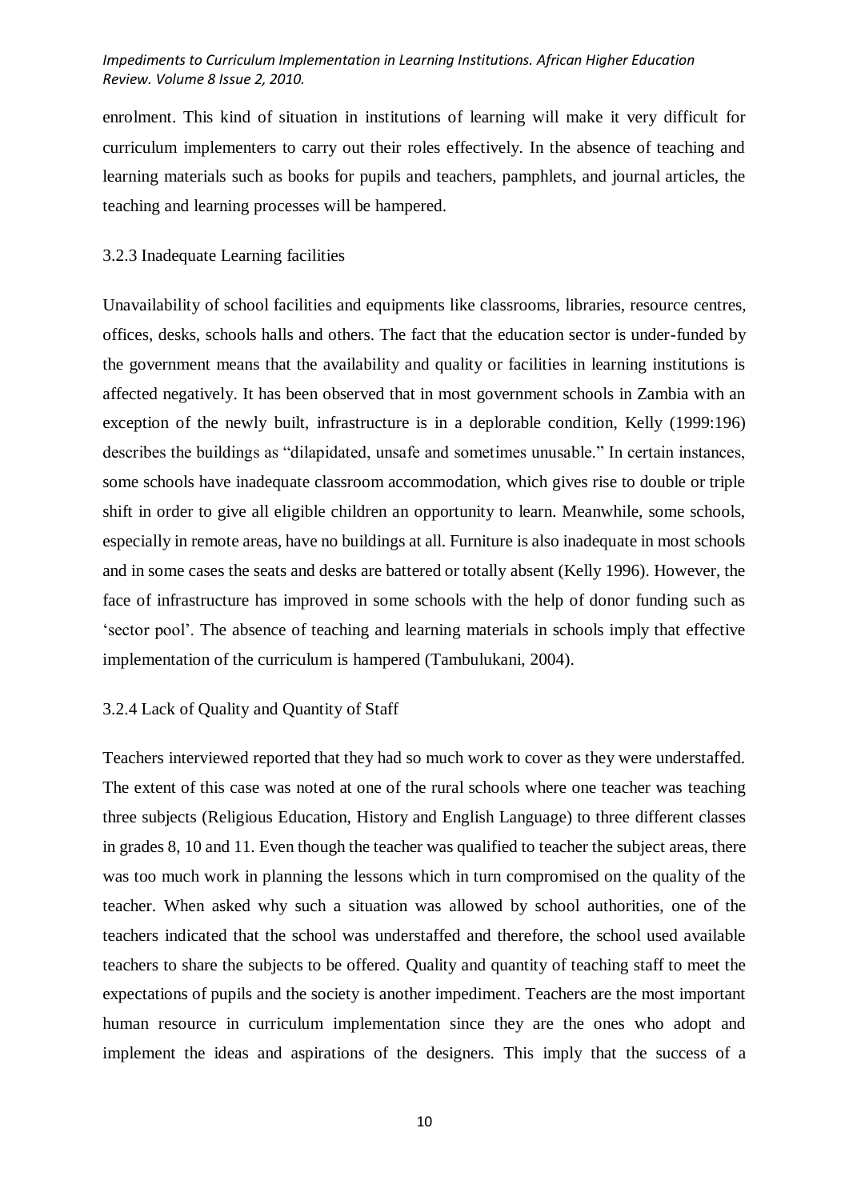enrolment. This kind of situation in institutions of learning will make it very difficult for curriculum implementers to carry out their roles effectively. In the absence of teaching and learning materials such as books for pupils and teachers, pamphlets, and journal articles, the teaching and learning processes will be hampered.

### 3.2.3 Inadequate Learning facilities

Unavailability of school facilities and equipments like classrooms, libraries, resource centres, offices, desks, schools halls and others. The fact that the education sector is under-funded by the government means that the availability and quality or facilities in learning institutions is affected negatively. It has been observed that in most government schools in Zambia with an exception of the newly built, infrastructure is in a deplorable condition, Kelly (1999:196) describes the buildings as "dilapidated, unsafe and sometimes unusable." In certain instances, some schools have inadequate classroom accommodation, which gives rise to double or triple shift in order to give all eligible children an opportunity to learn. Meanwhile, some schools, especially in remote areas, have no buildings at all. Furniture is also inadequate in most schools and in some cases the seats and desks are battered or totally absent (Kelly 1996). However, the face of infrastructure has improved in some schools with the help of donor funding such as 'sector pool'. The absence of teaching and learning materials in schools imply that effective implementation of the curriculum is hampered (Tambulukani, 2004).

### 3.2.4 Lack of Quality and Quantity of Staff

Teachers interviewed reported that they had so much work to cover as they were understaffed. The extent of this case was noted at one of the rural schools where one teacher was teaching three subjects (Religious Education, History and English Language) to three different classes in grades 8, 10 and 11. Even though the teacher was qualified to teacher the subject areas, there was too much work in planning the lessons which in turn compromised on the quality of the teacher. When asked why such a situation was allowed by school authorities, one of the teachers indicated that the school was understaffed and therefore, the school used available teachers to share the subjects to be offered. Quality and quantity of teaching staff to meet the expectations of pupils and the society is another impediment. Teachers are the most important human resource in curriculum implementation since they are the ones who adopt and implement the ideas and aspirations of the designers. This imply that the success of a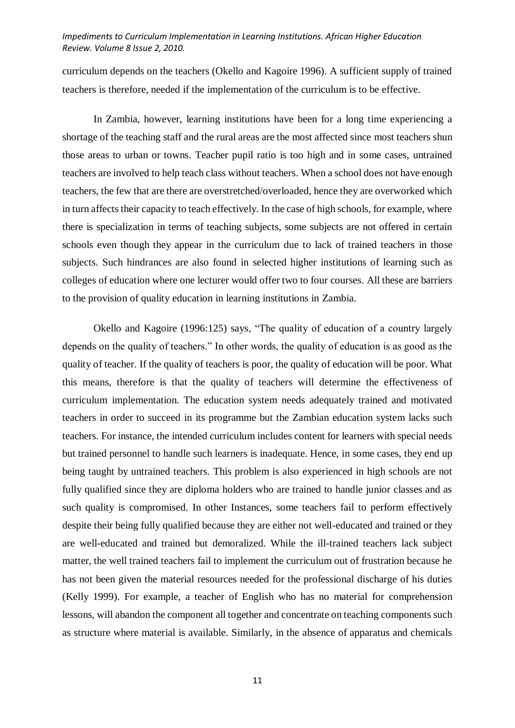curriculum depends on the teachers (Okello and Kagoire 1996). A sufficient supply of trained teachers is therefore, needed if the implementation of the curriculum is to be effective.

In Zambia, however, learning institutions have been for a long time experiencing a shortage of the teaching staff and the rural areas are the most affected since most teachers shun those areas to urban or towns. Teacher pupil ratio is too high and in some cases, untrained teachers are involved to help teach class without teachers. When a school does not have enough teachers, the few that are there are overstretched/overloaded, hence they are overworked which in turn affects their capacity to teach effectively. In the case of high schools, for example, where there is specialization in terms of teaching subjects, some subjects are not offered in certain schools even though they appear in the curriculum due to lack of trained teachers in those subjects. Such hindrances are also found in selected higher institutions of learning such as colleges of education where one lecturer would offer two to four courses. All these are barriers to the provision of quality education in learning institutions in Zambia.

Okello and Kagoire (1996:125) says, "The quality of education of a country largely depends on the quality of teachers." In other words, the quality of education is as good as the quality of teacher. If the quality of teachers is poor, the quality of education will be poor. What this means, therefore is that the quality of teachers will determine the effectiveness of curriculum implementation. The education system needs adequately trained and motivated teachers in order to succeed in its programme but the Zambian education system lacks such teachers. For instance, the intended curriculum includes content for learners with special needs but trained personnel to handle such learners is inadequate. Hence, in some cases, they end up being taught by untrained teachers. This problem is also experienced in high schools are not fully qualified since they are diploma holders who are trained to handle junior classes and as such quality is compromised. In other Instances, some teachers fail to perform effectively despite their being fully qualified because they are either not well-educated and trained or they are well-educated and trained but demoralized. While the ill-trained teachers lack subject matter, the well trained teachers fail to implement the curriculum out of frustration because he has not been given the material resources needed for the professional discharge of his duties (Kelly 1999). For example, a teacher of English who has no material for comprehension lessons, will abandon the component all together and concentrate on teaching components such as structure where material is available. Similarly, in the absence of apparatus and chemicals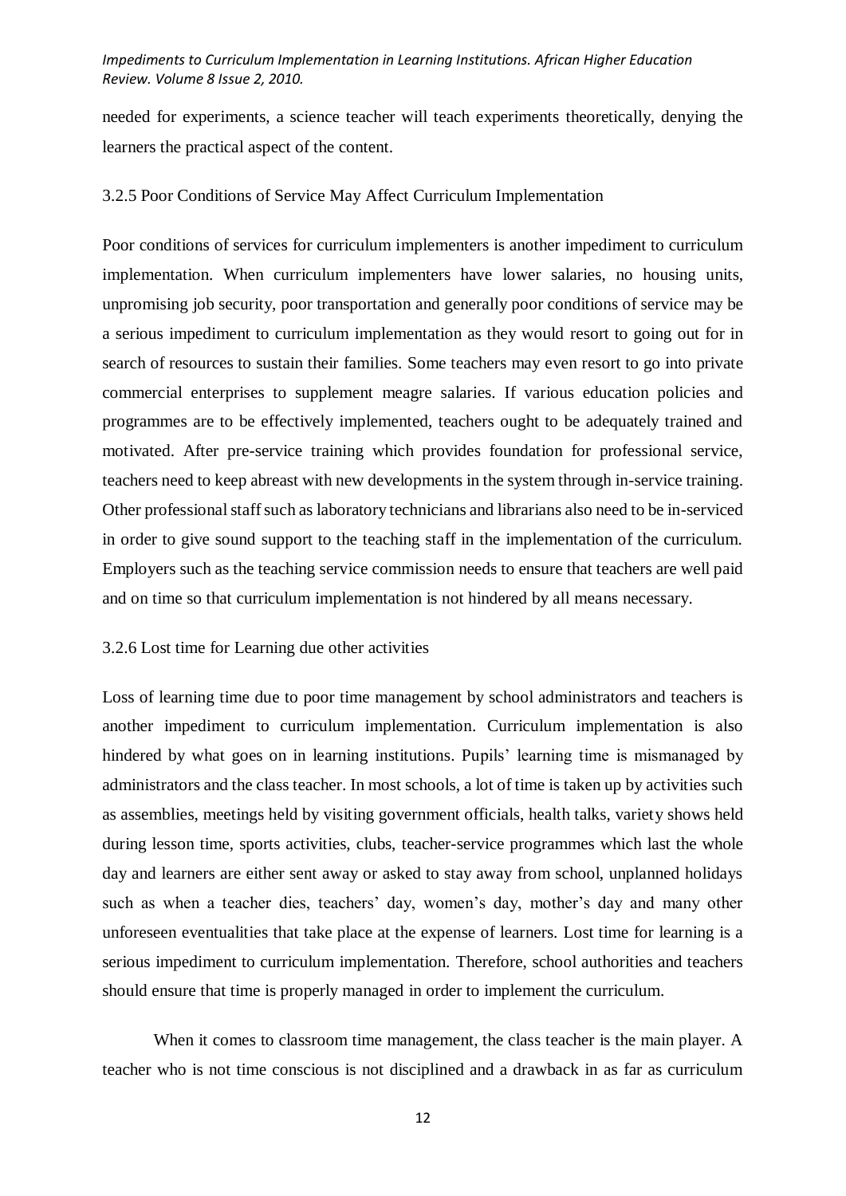needed for experiments, a science teacher will teach experiments theoretically, denying the learners the practical aspect of the content.

### 3.2.5 Poor Conditions of Service May Affect Curriculum Implementation

Poor conditions of services for curriculum implementers is another impediment to curriculum implementation. When curriculum implementers have lower salaries, no housing units, unpromising job security, poor transportation and generally poor conditions of service may be a serious impediment to curriculum implementation as they would resort to going out for in search of resources to sustain their families. Some teachers may even resort to go into private commercial enterprises to supplement meagre salaries. If various education policies and programmes are to be effectively implemented, teachers ought to be adequately trained and motivated. After pre-service training which provides foundation for professional service, teachers need to keep abreast with new developments in the system through in-service training. Other professional staff such as laboratory technicians and librarians also need to be in-serviced in order to give sound support to the teaching staff in the implementation of the curriculum. Employers such as the teaching service commission needs to ensure that teachers are well paid and on time so that curriculum implementation is not hindered by all means necessary.

### 3.2.6 Lost time for Learning due other activities

Loss of learning time due to poor time management by school administrators and teachers is another impediment to curriculum implementation. Curriculum implementation is also hindered by what goes on in learning institutions. Pupils' learning time is mismanaged by administrators and the class teacher. In most schools, a lot of time is taken up by activities such as assemblies, meetings held by visiting government officials, health talks, variety shows held during lesson time, sports activities, clubs, teacher-service programmes which last the whole day and learners are either sent away or asked to stay away from school, unplanned holidays such as when a teacher dies, teachers' day, women's day, mother's day and many other unforeseen eventualities that take place at the expense of learners. Lost time for learning is a serious impediment to curriculum implementation. Therefore, school authorities and teachers should ensure that time is properly managed in order to implement the curriculum.

When it comes to classroom time management, the class teacher is the main player. A teacher who is not time conscious is not disciplined and a drawback in as far as curriculum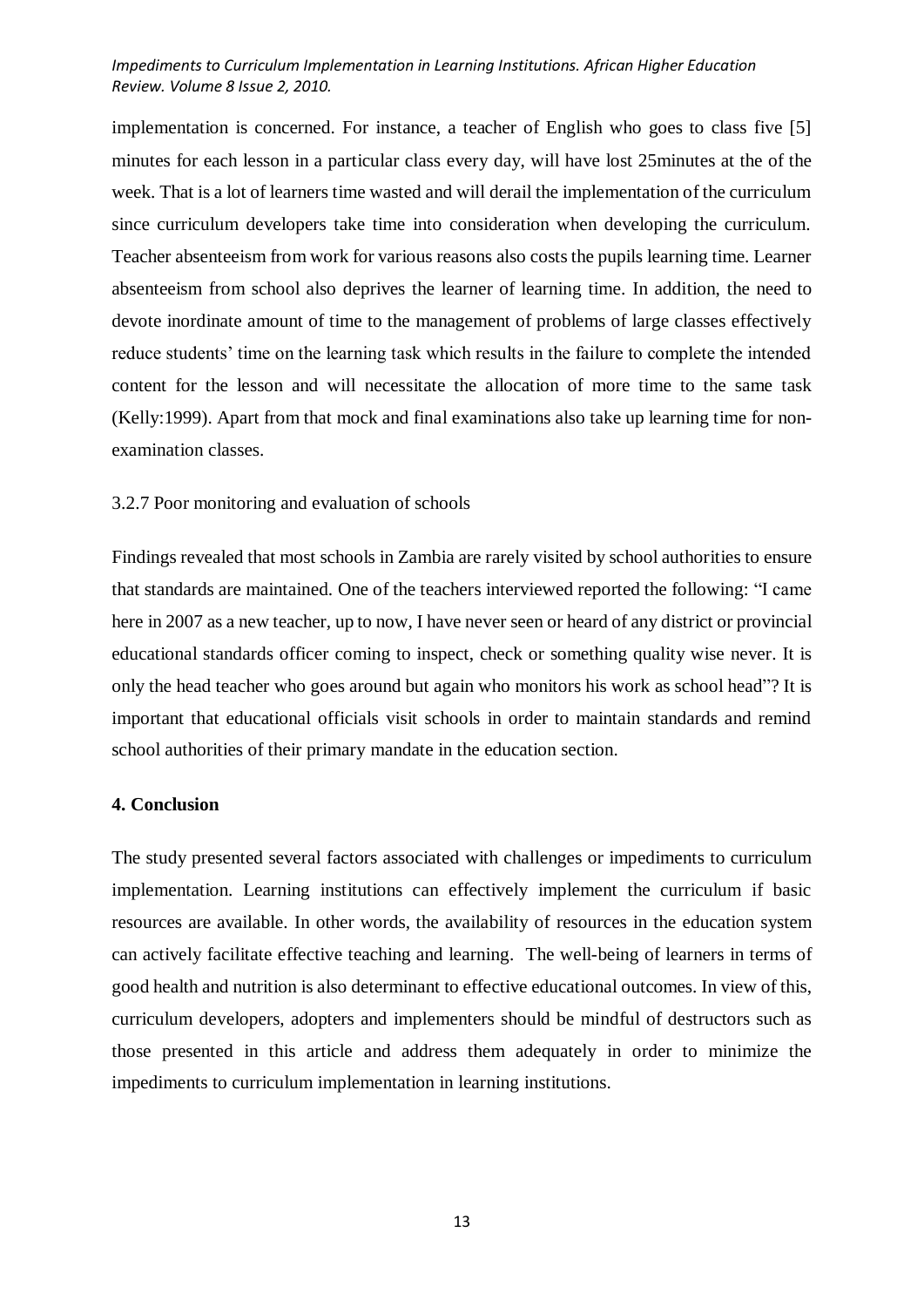implementation is concerned. For instance, a teacher of English who goes to class five [5] minutes for each lesson in a particular class every day, will have lost 25minutes at the of the week. That is a lot of learners time wasted and will derail the implementation of the curriculum since curriculum developers take time into consideration when developing the curriculum. Teacher absenteeism from work for various reasons also costs the pupils learning time. Learner absenteeism from school also deprives the learner of learning time. In addition, the need to devote inordinate amount of time to the management of problems of large classes effectively reduce students' time on the learning task which results in the failure to complete the intended content for the lesson and will necessitate the allocation of more time to the same task (Kelly:1999). Apart from that mock and final examinations also take up learning time for non-examination classes.

### 3.2.7 Poor monitoring and evaluation of schools

Findings revealed that most schools in Zambia are rarely visited by school authorities to ensure that standards are maintained. One of the teachers interviewed reported the following: "I came here in 2007 as a new teacher, up to now, I have never seen or heard of any district or provincial educational standards officer coming to inspect, check or something quality wise never. It is only the head teacher who goes around but again who monitors his work as school head"? It is important that educational officials visit schools in order to maintain standards and remind school authorities of their primary mandate in the education section.

## 4. Conclusion

The study presented several factors associated with challenges or impediments to curriculum implementation. Learning institutions can effectively implement the curriculum if basic resources are available. In other words, the availability of resources in the education system can actively facilitate effective teaching and learning. The well-being of learners in terms of good health and nutrition is also determinant to effective educational outcomes. In view of this, curriculum developers, adopters and implementers should be mindful of destructors such as those presented in this article and address them adequately in order to minimize the impediments to curriculum implementation in learning institutions.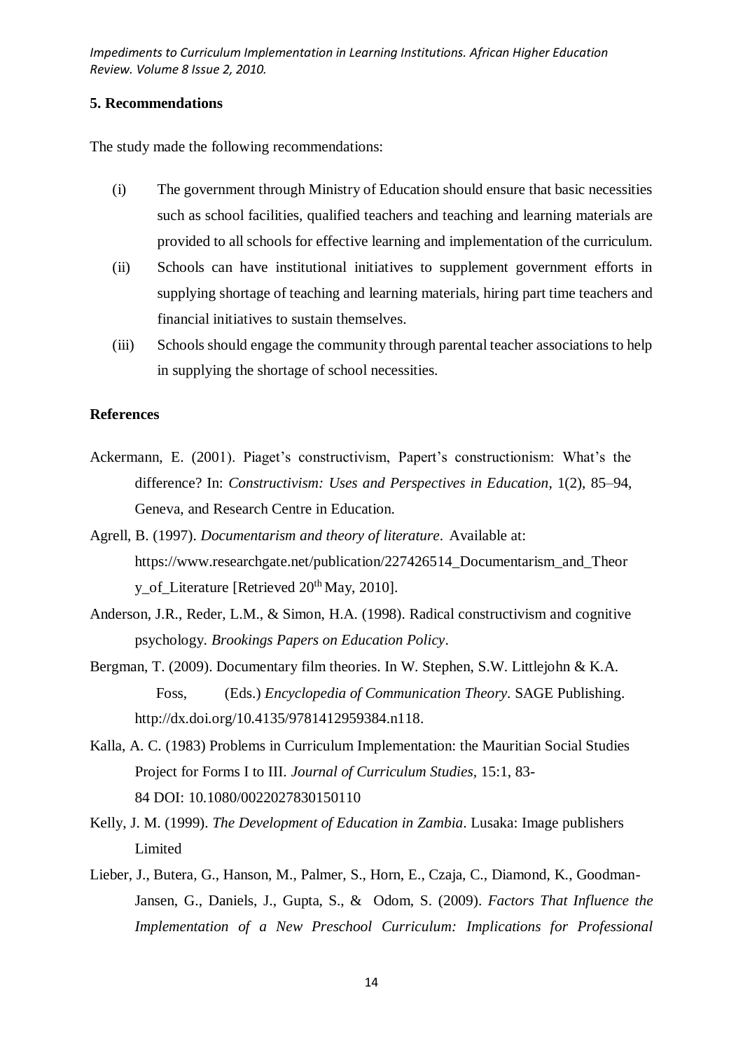## 5. Recommendations

The study made the following recommendations:

(i) The government through Ministry of Education should ensure that basic necessities such as school facilities, qualified teachers and teaching and learning materials are provided to all schools for effective learning and implementation of the curriculum.

(ii) Schools can have institutional initiatives to supplement government efforts in supplying shortage of teaching and learning materials, hiring part time teachers and financial initiatives to sustain themselves.

(iii) Schools should engage the community through parental teacher associations to help in supplying the shortage of school necessities.

## References

Ackermann, E. (2001). Piaget's constructivism, Papert's constructionism: What's the difference? In: *Constructivism: Uses and Perspectives in Education*, 1(2), 85–94, Geneva, and Research Centre in Education.

Agrell, B. (1997). *Documentarism and theory of literature*. Available at: https://www.researchgate.net/publication/227426514_Documentarism_and_Theory_of_Literature [Retrieved 20th May, 2010].

Anderson, J.R., Reder, L.M., & Simon, H.A. (1998). Radical constructivism and cognitive psychology. *Brookings Papers on Education Policy*.

Bergman, T. (2009). Documentary film theories. In W. Stephen, S.W. Littlejohn & K.A. Foss, (Eds.) *Encyclopedia of Communication Theory*. SAGE Publishing. http://dx.doi.org/10.4135/9781412959384.n118.

Kalla, A. C. (1983) Problems in Curriculum Implementation: the Mauritian Social Studies Project for Forms I to III. *Journal of Curriculum Studies*, 15:1, 83-84 DOI: 10.1080/0022027830150110

Kelly, J. M. (1999). *The Development of Education in Zambia*. Lusaka: Image publishers Limited

Lieber, J., Butera, G., Hanson, M., Palmer, S., Horn, E., Czaja, C., Diamond, K., Goodman-Jansen, G., Daniels, J., Gupta, S., & Odom, S. (2009). *Factors That Influence the Implementation of a New Preschool Curriculum: Implications for Professional*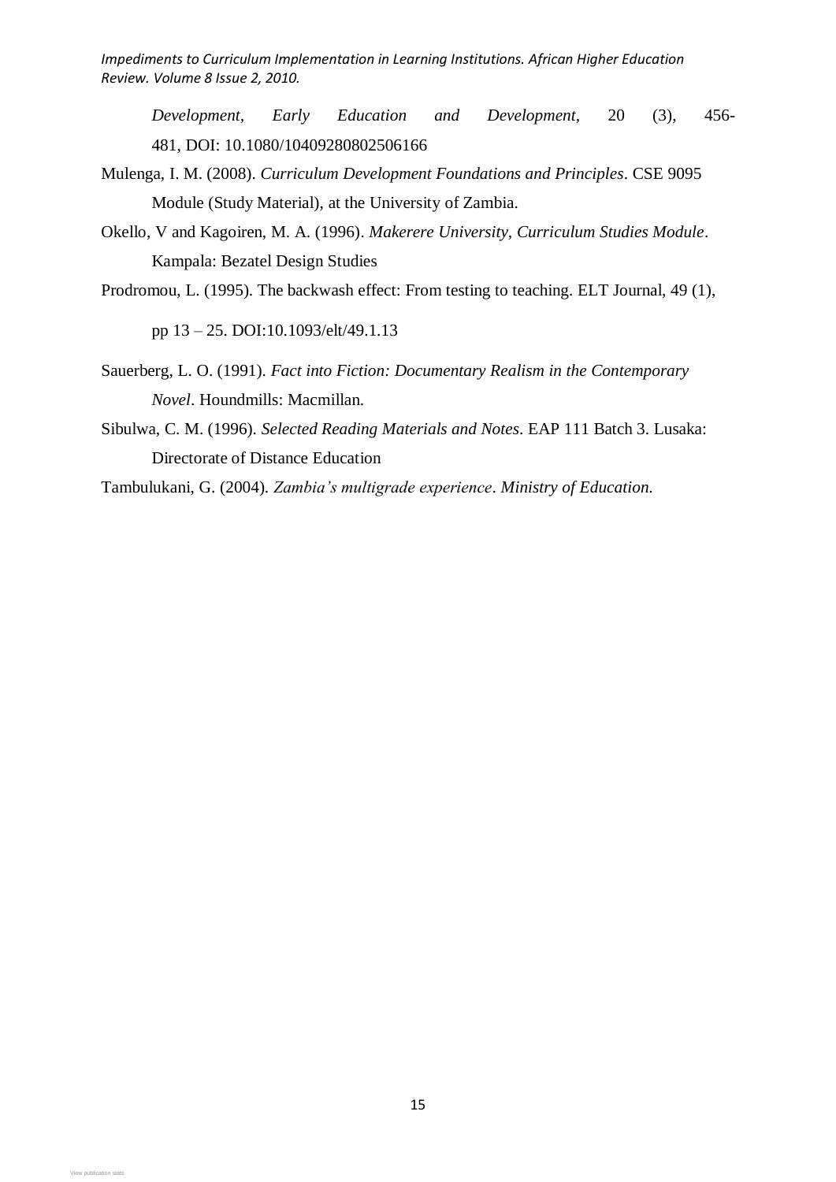*Development, Early Education and Development*, 20 (3), 456-481, DOI: 10.1080/10409280802506166

Mulenga, I. M. (2008). *Curriculum Development Foundations and Principles*. CSE 9095 Module (Study Material), at the University of Zambia.

Okello, V and Kagoiren, M. A. (1996). *Makerere University, Curriculum Studies Module*. Kampala: Bezatel Design Studies

Prodromou, L. (1995). The backwash effect: From testing to teaching. ELT Journal, 49 (1), pp 13 – 25. DOI:10.1093/elt/49.1.13

Sauerberg, L. O. (1991). *Fact into Fiction: Documentary Realism in the Contemporary Novel*. Houndmills: Macmillan.

Sibulwa, C. M. (1996). *Selected Reading Materials and Notes*. EAP 111 Batch 3. Lusaka: Directorate of Distance Education

Tambulukani, G. (2004). *Zambia's multigrade experience*. *Ministry of Education.*